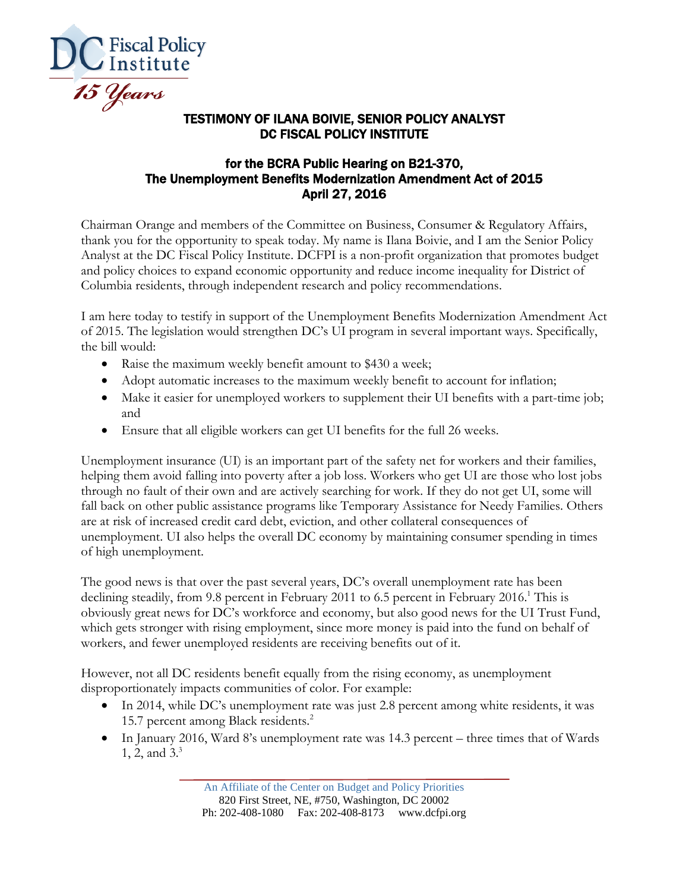DC Fiscal Policy Institute

15 Years

## TESTIMONY OF ILANA BOIVIE, SENIOR POLICY ANALYST DC FISCAL POLICY INSTITUTE

### for the BCRA Public Hearing on B21-370, The Unemployment Benefits Modernization Amendment Act of 2015 April 27, 2016

Chairman Orange and members of the Committee on Business, Consumer & Regulatory Affairs, thank you for the opportunity to speak today. My name is Ilana Boivie, and I am the Senior Policy Analyst at the DC Fiscal Policy Institute. DCFPI is a non-profit organization that promotes budget and policy choices to expand economic opportunity and reduce income inequality for District of Columbia residents, through independent research and policy recommendations.

I am here today to testify in support of the Unemployment Benefits Modernization Amendment Act of 2015. The legislation would strengthen DC's UI program in several important ways. Specifically, the bill would:

- Raise the maximum weekly benefit amount to $430 a week;
- Adopt automatic increases to the maximum weekly benefit to account for inflation;
- Make it easier for unemployed workers to supplement their UI benefits with a part-time job; and
- Ensure that all eligible workers can get UI benefits for the full 26 weeks.

Unemployment insurance (UI) is an important part of the safety net for workers and their families, helping them avoid falling into poverty after a job loss. Workers who get UI are those who lost jobs through no fault of their own and are actively searching for work. If they do not get UI, some will fall back on other public assistance programs like Temporary Assistance for Needy Families. Others are at risk of increased credit card debt, eviction, and other collateral consequences of unemployment. UI also helps the overall DC economy by maintaining consumer spending in times of high unemployment.

The good news is that over the past several years, DC's overall unemployment rate has been declining steadily, from 9.8 percent in February 2011 to 6.5 percent in February 2016.[1] This is obviously great news for DC's workforce and economy, but also good news for the UI Trust Fund, which gets stronger with rising employment, since more money is paid into the fund on behalf of workers, and fewer unemployed residents are receiving benefits out of it.

However, not all DC residents benefit equally from the rising economy, as unemployment disproportionately impacts communities of color. For example:

- In 2014, while DC's unemployment rate was just 2.8 percent among white residents, it was 15.7 percent among Black residents.[2]
- In January 2016, Ward 8's unemployment rate was 14.3 percent – three times that of Wards 1, 2, and 3.[3]

An Affiliate of the Center on Budget and Policy Priorities
820 First Street, NE, #750, Washington, DC 20002
Ph: 202-408-1080 Fax: 202-408-8173 www.dcfpi.org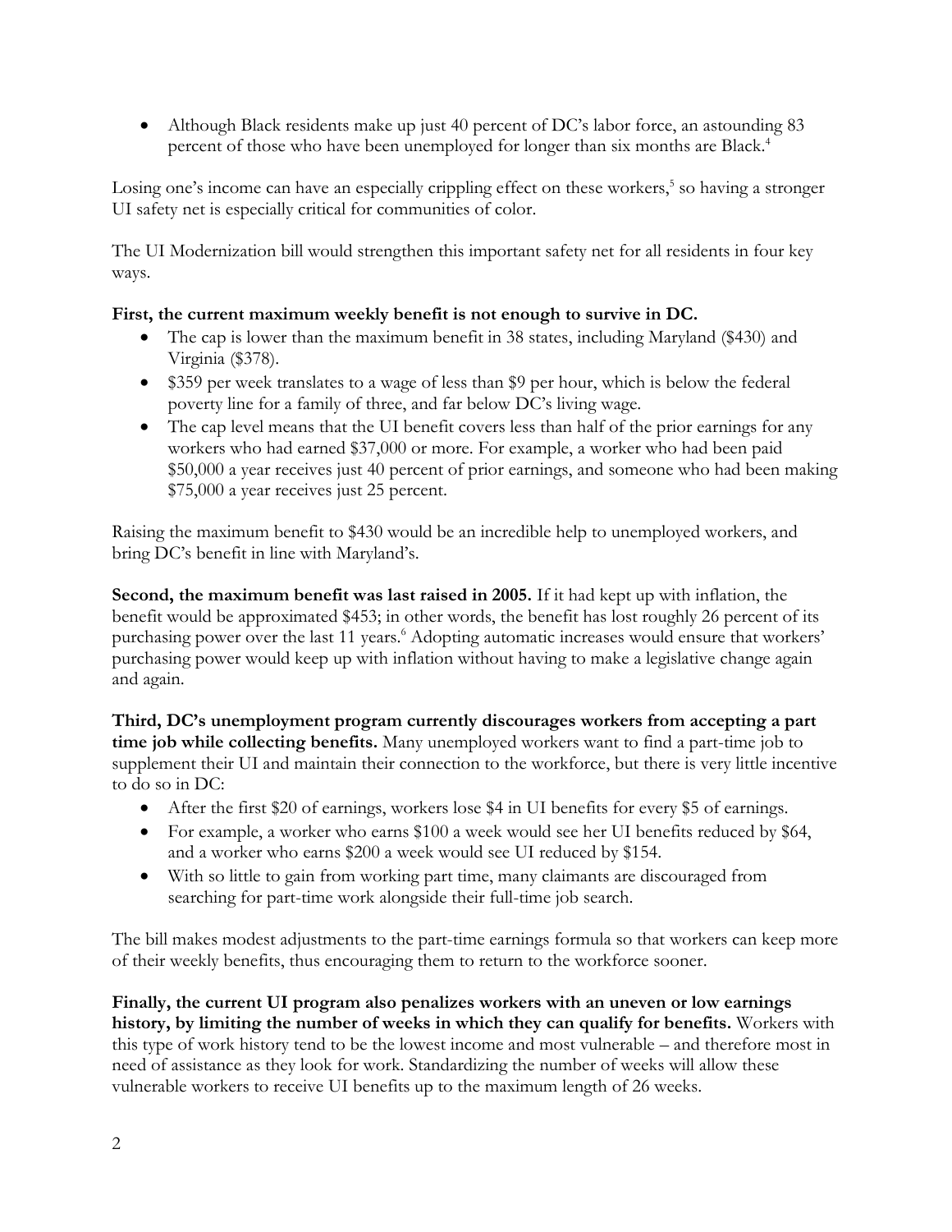- Although Black residents make up just 40 percent of DC's labor force, an astounding 83 percent of those who have been unemployed for longer than six months are Black.[4]

Losing one's income can have an especially crippling effect on these workers,[5] so having a stronger UI safety net is especially critical for communities of color.

The UI Modernization bill would strengthen this important safety net for all residents in four key ways.

**First, the current maximum weekly benefit is not enough to survive in DC.**

- The cap is lower than the maximum benefit in 38 states, including Maryland ($430) and Virginia ($378).
- $359 per week translates to a wage of less than $9 per hour, which is below the federal poverty line for a family of three, and far below DC's living wage.
- The cap level means that the UI benefit covers less than half of the prior earnings for any workers who had earned $37,000 or more. For example, a worker who had been paid $50,000 a year receives just 40 percent of prior earnings, and someone who had been making $75,000 a year receives just 25 percent.

Raising the maximum benefit to $430 would be an incredible help to unemployed workers, and bring DC's benefit in line with Maryland's.

**Second, the maximum benefit was last raised in 2005.** If it had kept up with inflation, the benefit would be approximated $453; in other words, the benefit has lost roughly 26 percent of its purchasing power over the last 11 years.[6] Adopting automatic increases would ensure that workers' purchasing power would keep up with inflation without having to make a legislative change again and again.

**Third, DC's unemployment program currently discourages workers from accepting a part time job while collecting benefits.** Many unemployed workers want to find a part-time job to supplement their UI and maintain their connection to the workforce, but there is very little incentive to do so in DC:

- After the first $20 of earnings, workers lose $4 in UI benefits for every $5 of earnings.
- For example, a worker who earns $100 a week would see her UI benefits reduced by $64, and a worker who earns $200 a week would see UI reduced by $154.
- With so little to gain from working part time, many claimants are discouraged from searching for part-time work alongside their full-time job search.

The bill makes modest adjustments to the part-time earnings formula so that workers can keep more of their weekly benefits, thus encouraging them to return to the workforce sooner.

**Finally, the current UI program also penalizes workers with an uneven or low earnings history, by limiting the number of weeks in which they can qualify for benefits.** Workers with this type of work history tend to be the lowest income and most vulnerable – and therefore most in need of assistance as they look for work. Standardizing the number of weeks will allow these vulnerable workers to receive UI benefits up to the maximum length of 26 weeks.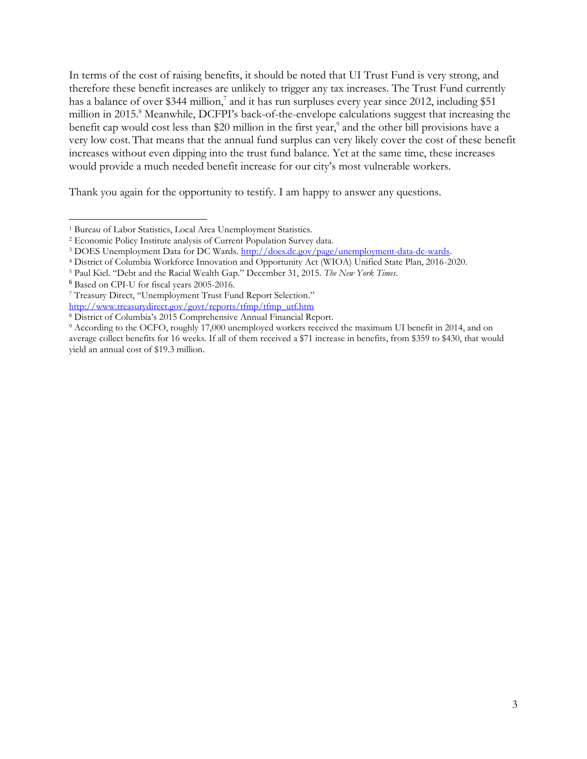In terms of the cost of raising benefits, it should be noted that UI Trust Fund is very strong, and therefore these benefit increases are unlikely to trigger any tax increases. The Trust Fund currently has a balance of over $344 million,[7] and it has run surpluses every year since 2012, including $51 million in 2015.[8] Meanwhile, DCFPI's back-of-the-envelope calculations suggest that increasing the benefit cap would cost less than $20 million in the first year,[9] and the other bill provisions have a very low cost. That means that the annual fund surplus can very likely cover the cost of these benefit increases without even dipping into the trust fund balance. Yet at the same time, these increases would provide a much needed benefit increase for our city's most vulnerable workers.

Thank you again for the opportunity to testify. I am happy to answer any questions.

---

[1] Bureau of Labor Statistics, Local Area Unemployment Statistics.

[2] Economic Policy Institute analysis of Current Population Survey data.

[3] DOES Unemployment Data for DC Wards. http://does.dc.gov/page/unemployment-data-dc-wards.

[4] District of Columbia Workforce Innovation and Opportunity Act (WIOA) Unified State Plan, 2016-2020.

[5] Paul Kiel. "Debt and the Racial Wealth Gap." December 31, 2015. *The New York Times*.

[6] Based on CPI-U for fiscal years 2005-2016.

[7] Treasury Direct, "Unemployment Trust Fund Report Selection." http://www.treasurydirect.gov/govt/reports/tfmp/tfmp_utf.htm

[8] District of Columbia's 2015 Comprehensive Annual Financial Report.

[9] According to the OCFO, roughly 17,000 unemployed workers received the maximum UI benefit in 2014, and on average collect benefits for 16 weeks. If all of them received a $71 increase in benefits, from $359 to $430, that would yield an annual cost of $19.3 million.